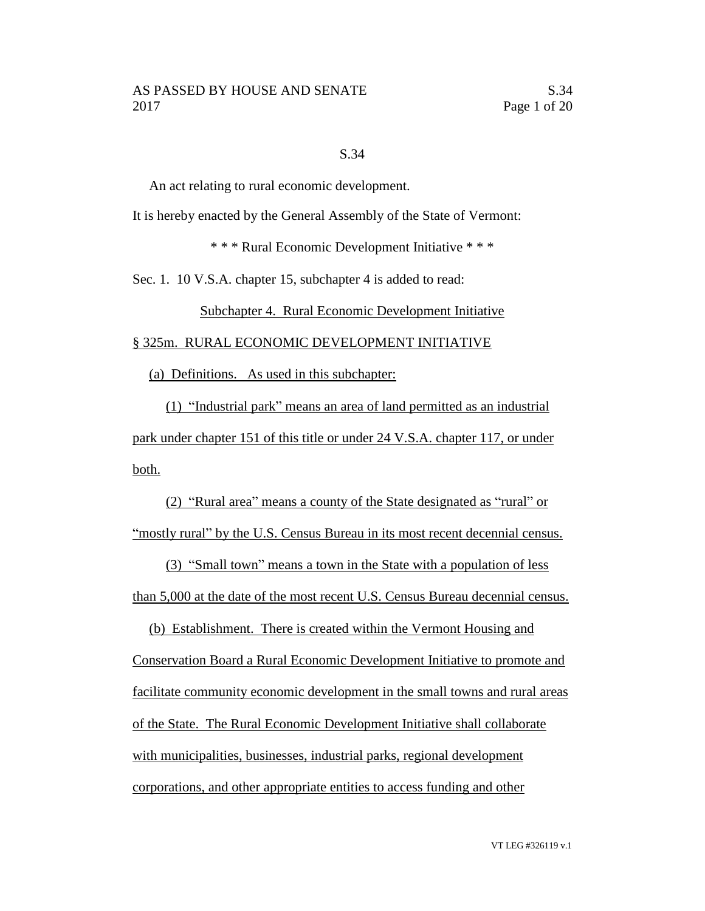S.34

An act relating to rural economic development.

It is hereby enacted by the General Assembly of the State of Vermont:

\* \* \* Rural Economic Development Initiative \* \* \*

Sec. 1. 10 V.S.A. chapter 15, subchapter 4 is added to read:

Subchapter 4. Rural Economic Development Initiative

§ 325m. RURAL ECONOMIC DEVELOPMENT INITIATIVE

(a) Definitions. As used in this subchapter:

(1) "Industrial park" means an area of land permitted as an industrial park under chapter 151 of this title or under 24 V.S.A. chapter 117, or under both.

(2) "Rural area" means a county of the State designated as "rural" or "mostly rural" by the U.S. Census Bureau in its most recent decennial census.

(3) "Small town" means a town in the State with a population of less than 5,000 at the date of the most recent U.S. Census Bureau decennial census.

(b) Establishment. There is created within the Vermont Housing and Conservation Board a Rural Economic Development Initiative to promote and facilitate community economic development in the small towns and rural areas of the State. The Rural Economic Development Initiative shall collaborate with municipalities, businesses, industrial parks, regional development corporations, and other appropriate entities to access funding and other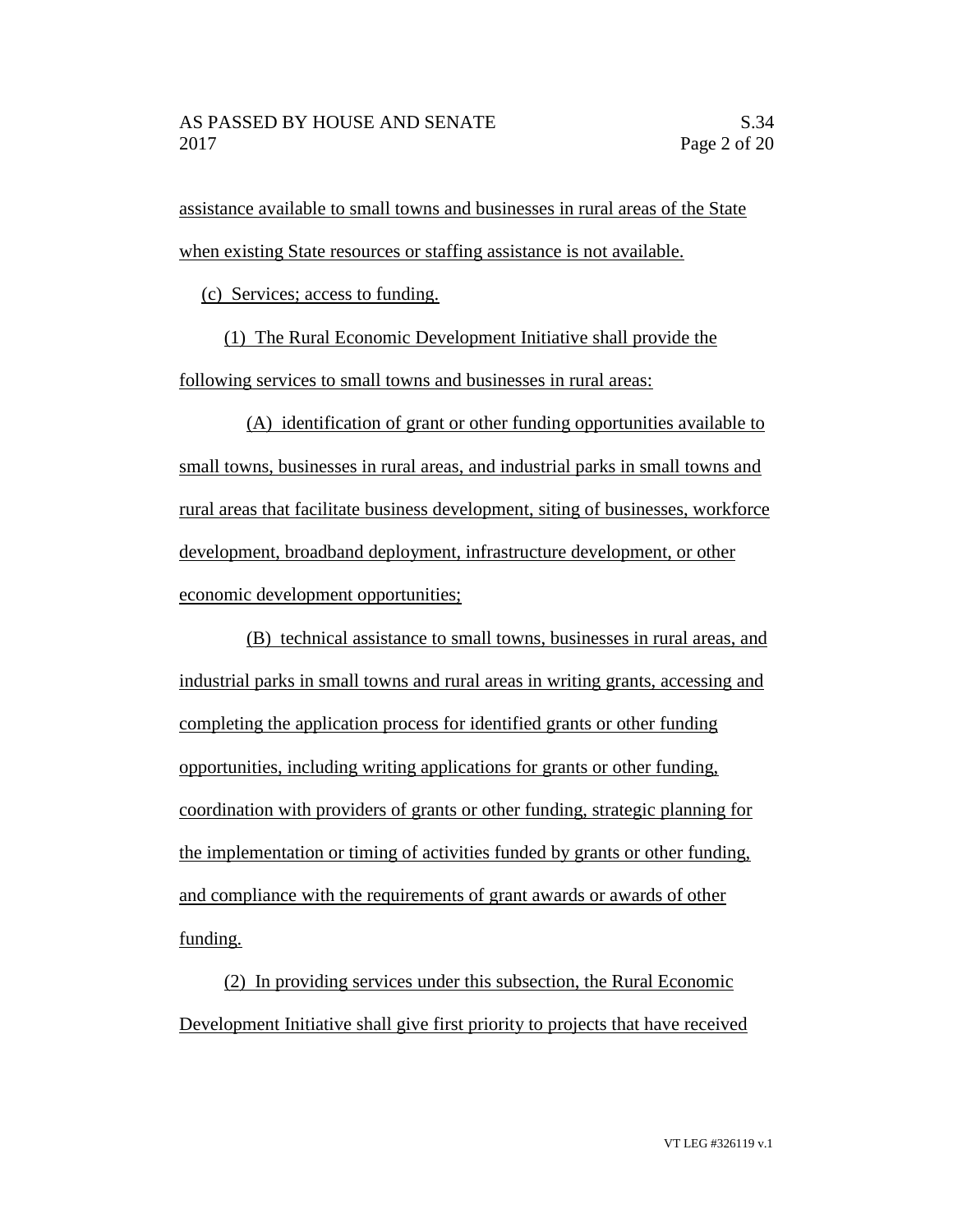assistance available to small towns and businesses in rural areas of the State when existing State resources or staffing assistance is not available.

(c) Services; access to funding.

(1) The Rural Economic Development Initiative shall provide the following services to small towns and businesses in rural areas:

(A) identification of grant or other funding opportunities available to small towns, businesses in rural areas, and industrial parks in small towns and rural areas that facilitate business development, siting of businesses, workforce development, broadband deployment, infrastructure development, or other economic development opportunities;

(B) technical assistance to small towns, businesses in rural areas, and industrial parks in small towns and rural areas in writing grants, accessing and completing the application process for identified grants or other funding opportunities, including writing applications for grants or other funding, coordination with providers of grants or other funding, strategic planning for the implementation or timing of activities funded by grants or other funding, and compliance with the requirements of grant awards or awards of other funding.

(2) In providing services under this subsection, the Rural Economic Development Initiative shall give first priority to projects that have received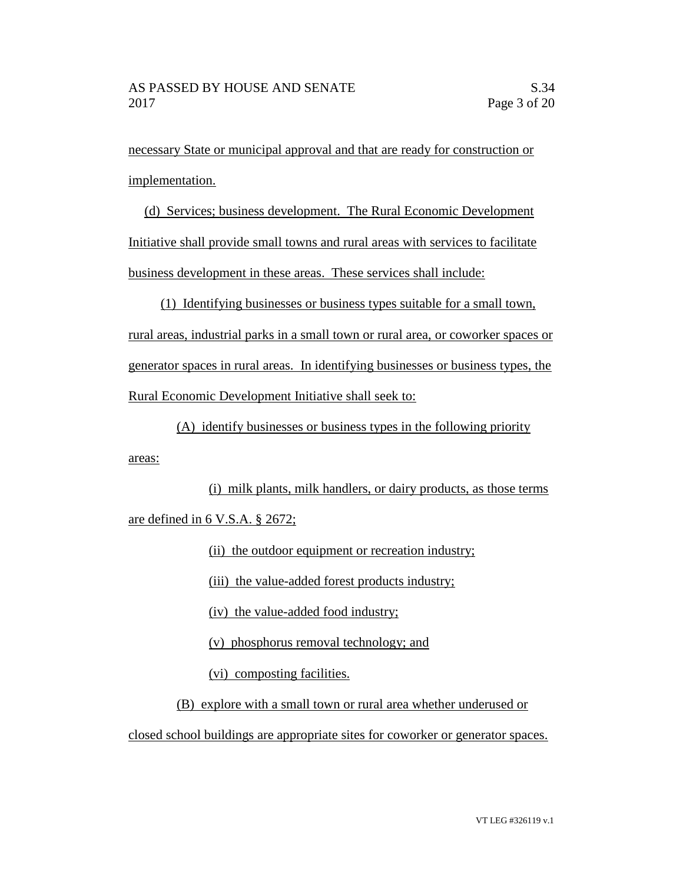necessary State or municipal approval and that are ready for construction or implementation.

(d) Services; business development. The Rural Economic Development Initiative shall provide small towns and rural areas with services to facilitate business development in these areas. These services shall include:

(1) Identifying businesses or business types suitable for a small town, rural areas, industrial parks in a small town or rural area, or coworker spaces or generator spaces in rural areas. In identifying businesses or business types, the Rural Economic Development Initiative shall seek to:

(A) identify businesses or business types in the following priority areas:

(i) milk plants, milk handlers, or dairy products, as those terms are defined in 6 V.S.A. § 2672;

(ii) the outdoor equipment or recreation industry;

(iii) the value-added forest products industry;

(iv) the value-added food industry;

(v) phosphorus removal technology; and

(vi) composting facilities.

(B) explore with a small town or rural area whether underused or closed school buildings are appropriate sites for coworker or generator spaces.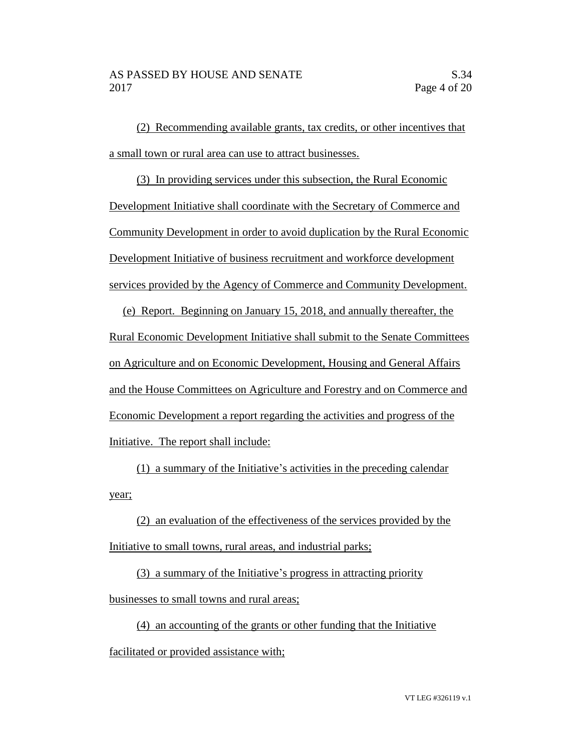(2) Recommending available grants, tax credits, or other incentives that a small town or rural area can use to attract businesses.

(3) In providing services under this subsection, the Rural Economic Development Initiative shall coordinate with the Secretary of Commerce and Community Development in order to avoid duplication by the Rural Economic Development Initiative of business recruitment and workforce development services provided by the Agency of Commerce and Community Development.

(e) Report. Beginning on January 15, 2018, and annually thereafter, the Rural Economic Development Initiative shall submit to the Senate Committees on Agriculture and on Economic Development, Housing and General Affairs and the House Committees on Agriculture and Forestry and on Commerce and Economic Development a report regarding the activities and progress of the Initiative. The report shall include:

(1) a summary of the Initiative's activities in the preceding calendar year;

(2) an evaluation of the effectiveness of the services provided by the Initiative to small towns, rural areas, and industrial parks;

(3) a summary of the Initiative's progress in attracting priority businesses to small towns and rural areas;

(4) an accounting of the grants or other funding that the Initiative facilitated or provided assistance with;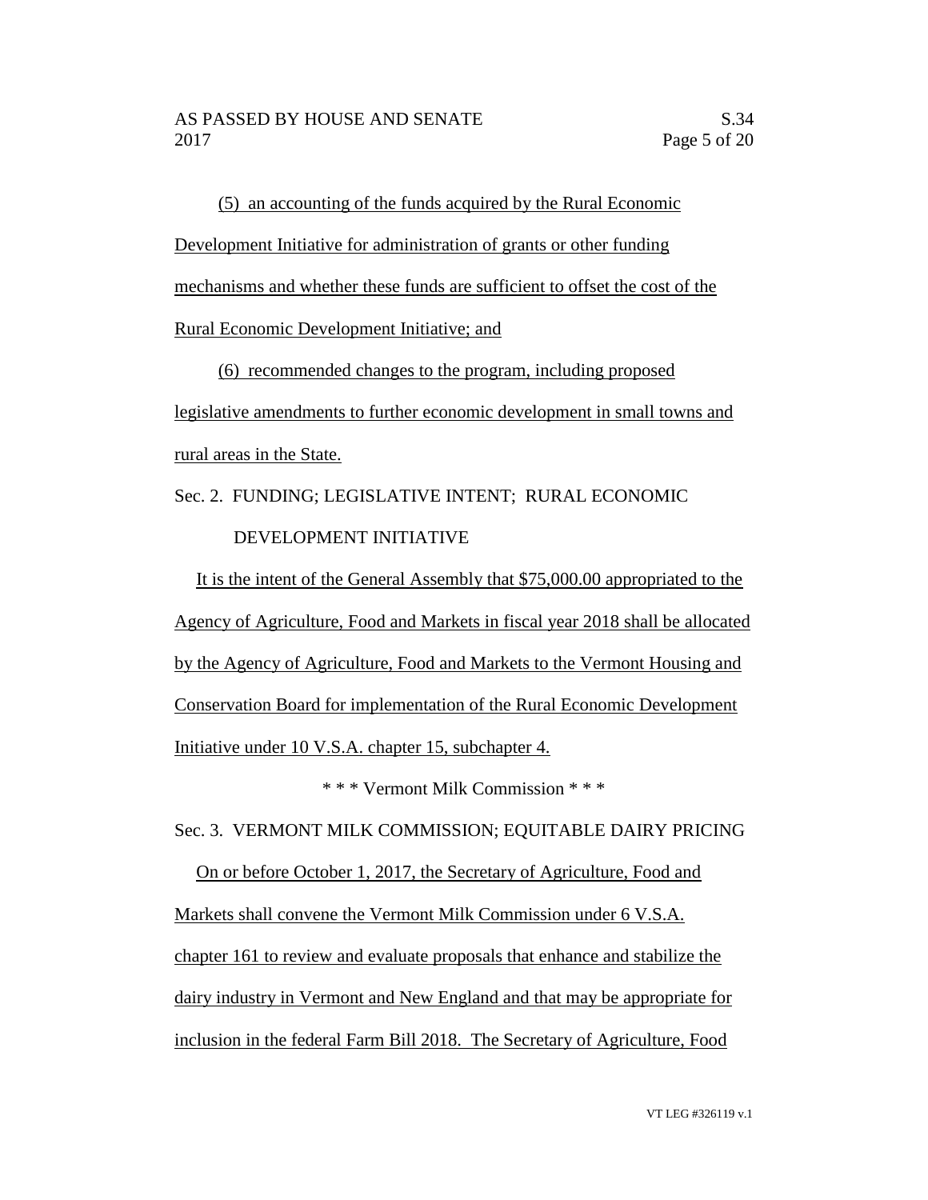(5) an accounting of the funds acquired by the Rural Economic Development Initiative for administration of grants or other funding mechanisms and whether these funds are sufficient to offset the cost of the Rural Economic Development Initiative; and

(6) recommended changes to the program, including proposed legislative amendments to further economic development in small towns and rural areas in the State.

Sec. 2. FUNDING; LEGISLATIVE INTENT; RURAL ECONOMIC DEVELOPMENT INITIATIVE

It is the intent of the General Assembly that $75,000.00 appropriated to the Agency of Agriculture, Food and Markets in fiscal year 2018 shall be allocated by the Agency of Agriculture, Food and Markets to the Vermont Housing and Conservation Board for implementation of the Rural Economic Development Initiative under 10 V.S.A. chapter 15, subchapter 4.

\* \* \* Vermont Milk Commission \* \* \*

Sec. 3. VERMONT MILK COMMISSION; EQUITABLE DAIRY PRICING

On or before October 1, 2017, the Secretary of Agriculture, Food and Markets shall convene the Vermont Milk Commission under 6 V.S.A. chapter 161 to review and evaluate proposals that enhance and stabilize the dairy industry in Vermont and New England and that may be appropriate for inclusion in the federal Farm Bill 2018. The Secretary of Agriculture, Food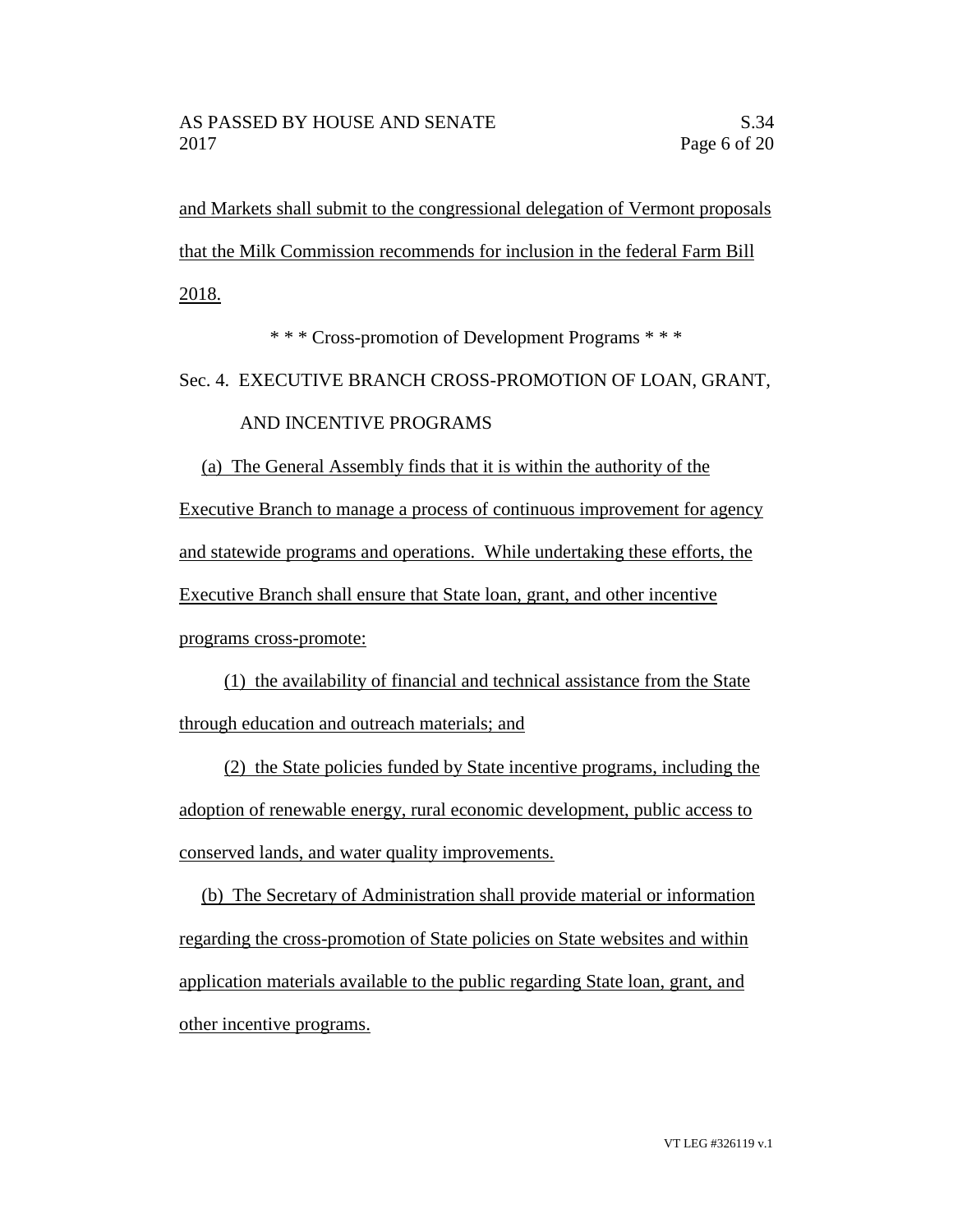and Markets shall submit to the congressional delegation of Vermont proposals that the Milk Commission recommends for inclusion in the federal Farm Bill 2018.

* * * Cross-promotion of Development Programs * * *

Sec. 4. EXECUTIVE BRANCH CROSS-PROMOTION OF LOAN, GRANT, AND INCENTIVE PROGRAMS

(a) The General Assembly finds that it is within the authority of the Executive Branch to manage a process of continuous improvement for agency and statewide programs and operations. While undertaking these efforts, the Executive Branch shall ensure that State loan, grant, and other incentive programs cross-promote:

(1) the availability of financial and technical assistance from the State through education and outreach materials; and

(2) the State policies funded by State incentive programs, including the adoption of renewable energy, rural economic development, public access to conserved lands, and water quality improvements.

(b) The Secretary of Administration shall provide material or information regarding the cross-promotion of State policies on State websites and within application materials available to the public regarding State loan, grant, and other incentive programs.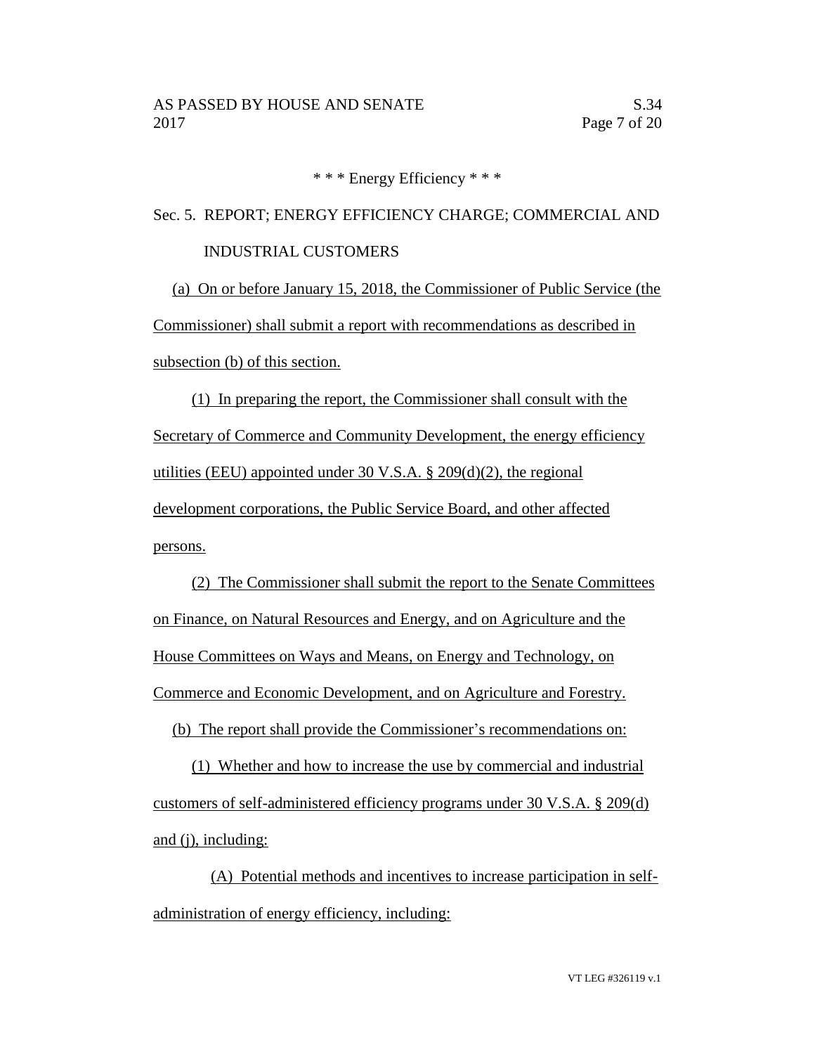\* \* \* Energy Efficiency \* \* \*

Sec. 5. REPORT; ENERGY EFFICIENCY CHARGE; COMMERCIAL AND INDUSTRIAL CUSTOMERS

(a) On or before January 15, 2018, the Commissioner of Public Service (the Commissioner) shall submit a report with recommendations as described in subsection (b) of this section.

(1) In preparing the report, the Commissioner shall consult with the Secretary of Commerce and Community Development, the energy efficiency utilities (EEU) appointed under 30 V.S.A. § 209(d)(2), the regional development corporations, the Public Service Board, and other affected persons.

(2) The Commissioner shall submit the report to the Senate Committees on Finance, on Natural Resources and Energy, and on Agriculture and the House Committees on Ways and Means, on Energy and Technology, on Commerce and Economic Development, and on Agriculture and Forestry.

(b) The report shall provide the Commissioner's recommendations on:

(1) Whether and how to increase the use by commercial and industrial customers of self-administered efficiency programs under 30 V.S.A. § 209(d) and (j), including:

(A) Potential methods and incentives to increase participation in self-administration of energy efficiency, including: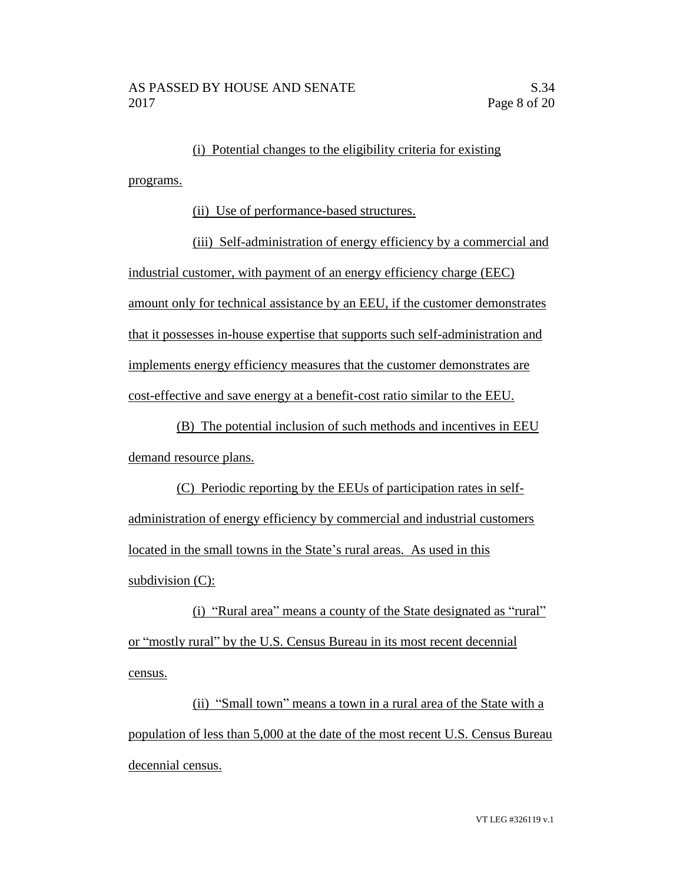(i) Potential changes to the eligibility criteria for existing programs.

(ii) Use of performance-based structures.

(iii) Self-administration of energy efficiency by a commercial and industrial customer, with payment of an energy efficiency charge (EEC) amount only for technical assistance by an EEU, if the customer demonstrates that it possesses in-house expertise that supports such self-administration and implements energy efficiency measures that the customer demonstrates are cost-effective and save energy at a benefit-cost ratio similar to the EEU.

(B) The potential inclusion of such methods and incentives in EEU demand resource plans.

(C) Periodic reporting by the EEUs of participation rates in self-administration of energy efficiency by commercial and industrial customers located in the small towns in the State's rural areas. As used in this subdivision (C):

(i) "Rural area" means a county of the State designated as "rural" or "mostly rural" by the U.S. Census Bureau in its most recent decennial census.

(ii) "Small town" means a town in a rural area of the State with a population of less than 5,000 at the date of the most recent U.S. Census Bureau decennial census.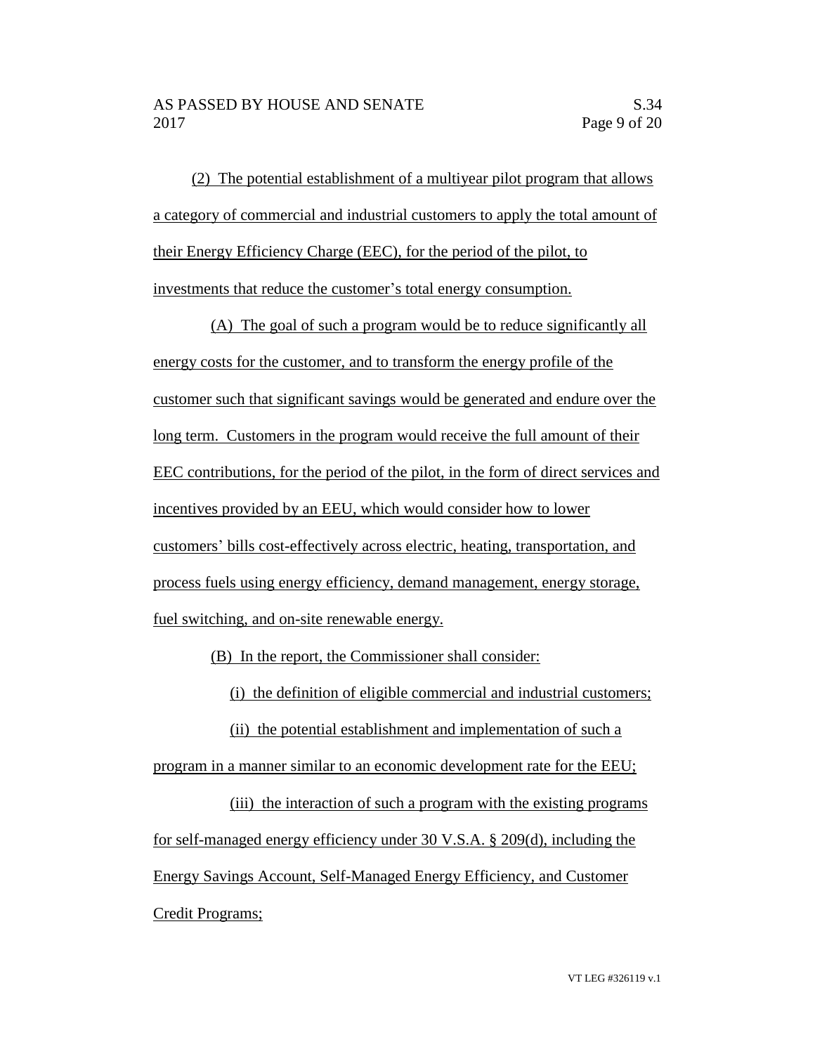(2) The potential establishment of a multiyear pilot program that allows a category of commercial and industrial customers to apply the total amount of their Energy Efficiency Charge (EEC), for the period of the pilot, to investments that reduce the customer's total energy consumption.

(A) The goal of such a program would be to reduce significantly all energy costs for the customer, and to transform the energy profile of the customer such that significant savings would be generated and endure over the long term. Customers in the program would receive the full amount of their EEC contributions, for the period of the pilot, in the form of direct services and incentives provided by an EEU, which would consider how to lower customers' bills cost-effectively across electric, heating, transportation, and process fuels using energy efficiency, demand management, energy storage, fuel switching, and on-site renewable energy.

(B) In the report, the Commissioner shall consider:

(i) the definition of eligible commercial and industrial customers;

(ii) the potential establishment and implementation of such a program in a manner similar to an economic development rate for the EEU;

(iii) the interaction of such a program with the existing programs for self-managed energy efficiency under 30 V.S.A. § 209(d), including the Energy Savings Account, Self-Managed Energy Efficiency, and Customer Credit Programs;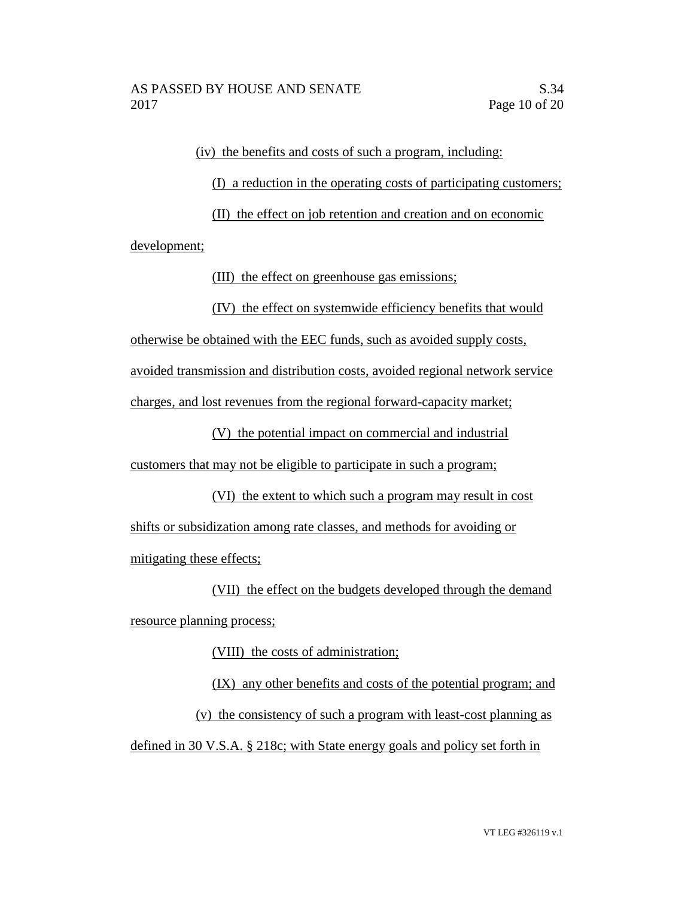(iv) the benefits and costs of such a program, including:

(I) a reduction in the operating costs of participating customers;

(II) the effect on job retention and creation and on economic development;

(III) the effect on greenhouse gas emissions;

(IV) the effect on systemwide efficiency benefits that would otherwise be obtained with the EEC funds, such as avoided supply costs, avoided transmission and distribution costs, avoided regional network service charges, and lost revenues from the regional forward-capacity market;

(V) the potential impact on commercial and industrial customers that may not be eligible to participate in such a program;

(VI) the extent to which such a program may result in cost shifts or subsidization among rate classes, and methods for avoiding or mitigating these effects;

(VII) the effect on the budgets developed through the demand resource planning process;

(VIII) the costs of administration;

(IX) any other benefits and costs of the potential program; and

(v) the consistency of such a program with least-cost planning as defined in 30 V.S.A. § 218c; with State energy goals and policy set forth in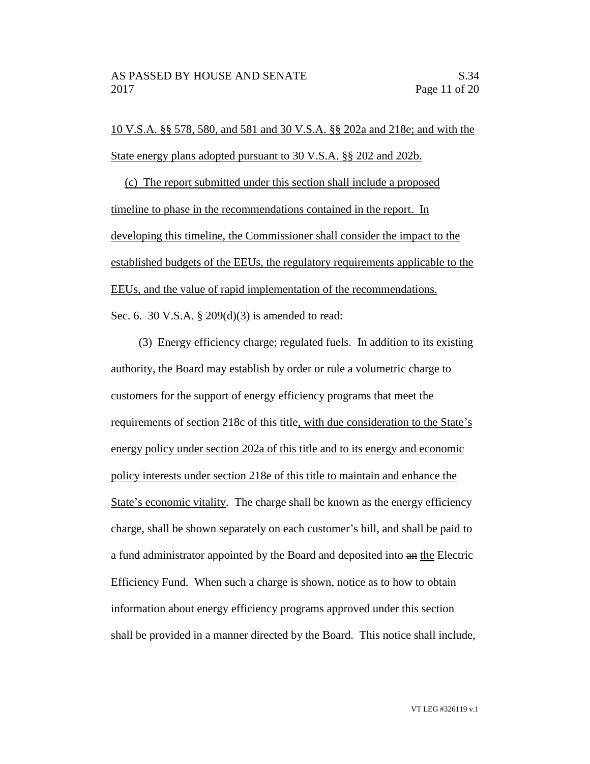10 V.S.A. §§ 578, 580, and 581 and 30 V.S.A. §§ 202a and 218e; and with the State energy plans adopted pursuant to 30 V.S.A. §§ 202 and 202b.

(c) The report submitted under this section shall include a proposed timeline to phase in the recommendations contained in the report. In developing this timeline, the Commissioner shall consider the impact to the established budgets of the EEUs, the regulatory requirements applicable to the EEUs, and the value of rapid implementation of the recommendations.

Sec. 6. 30 V.S.A. § 209(d)(3) is amended to read:

(3) Energy efficiency charge; regulated fuels. In addition to its existing authority, the Board may establish by order or rule a volumetric charge to customers for the support of energy efficiency programs that meet the requirements of section 218c of this title, with due consideration to the State's energy policy under section 202a of this title and to its energy and economic policy interests under section 218e of this title to maintain and enhance the State's economic vitality. The charge shall be known as the energy efficiency charge, shall be shown separately on each customer's bill, and shall be paid to a fund administrator appointed by the Board and deposited into ~~an~~ the Electric Efficiency Fund. When such a charge is shown, notice as to how to obtain information about energy efficiency programs approved under this section shall be provided in a manner directed by the Board. This notice shall include,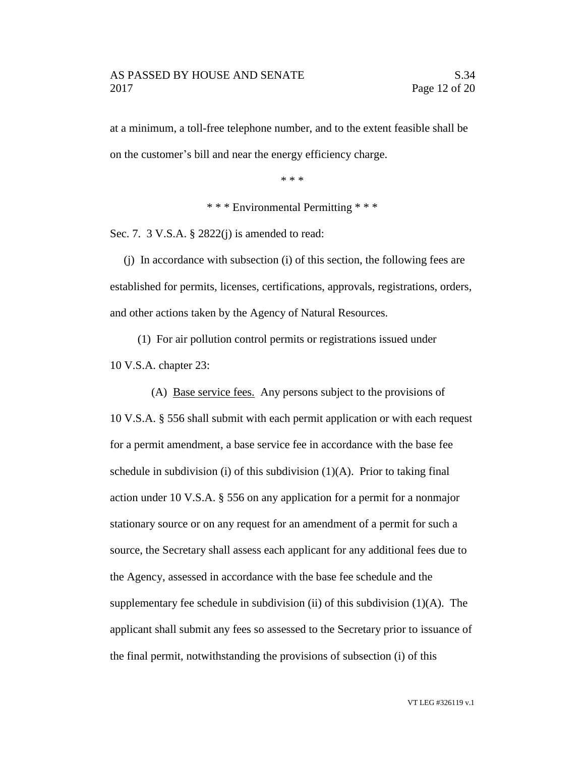at a minimum, a toll-free telephone number, and to the extent feasible shall be on the customer's bill and near the energy efficiency charge.

\* \* \*

\* \* \* Environmental Permitting \* \* \*

Sec. 7. 3 V.S.A. § 2822(j) is amended to read:

(j) In accordance with subsection (i) of this section, the following fees are established for permits, licenses, certifications, approvals, registrations, orders, and other actions taken by the Agency of Natural Resources.

(1) For air pollution control permits or registrations issued under 10 V.S.A. chapter 23:

(A) <u>Base service fees.</u> Any persons subject to the provisions of 10 V.S.A. § 556 shall submit with each permit application or with each request for a permit amendment, a base service fee in accordance with the base fee schedule in subdivision (i) of this subdivision (1)(A). Prior to taking final action under 10 V.S.A. § 556 on any application for a permit for a nonmajor stationary source or on any request for an amendment of a permit for such a source, the Secretary shall assess each applicant for any additional fees due to the Agency, assessed in accordance with the base fee schedule and the supplementary fee schedule in subdivision (ii) of this subdivision (1)(A). The applicant shall submit any fees so assessed to the Secretary prior to issuance of the final permit, notwithstanding the provisions of subsection (i) of this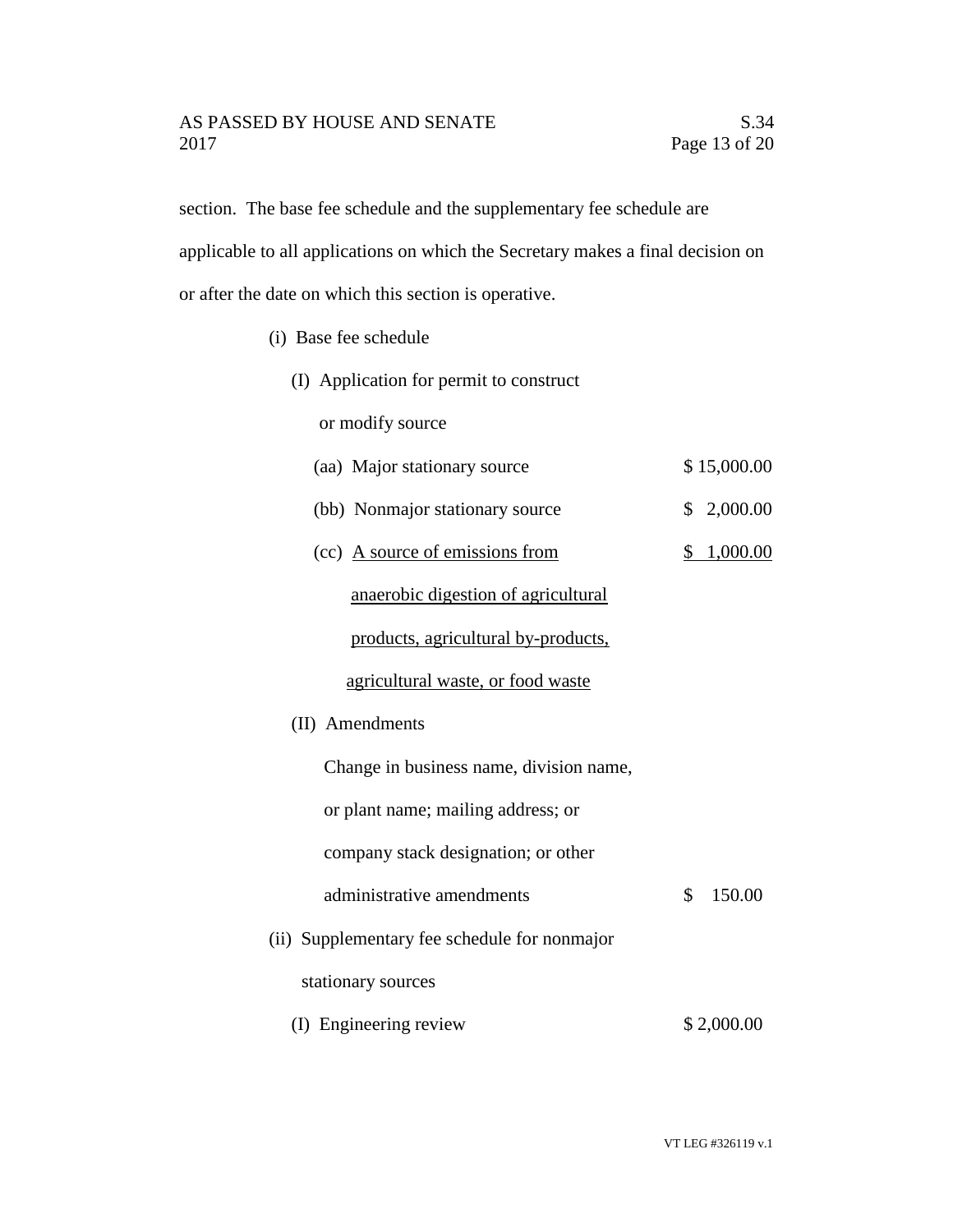section. The base fee schedule and the supplementary fee schedule are applicable to all applications on which the Secretary makes a final decision on or after the date on which this section is operative.

(i) Base fee schedule

(I) Application for permit to construct or modify source

| | |
|---|---|
| (aa) Major stationary source | $ 15,000.00 |
| (bb) Nonmajor stationary source | $ 2,000.00 |
| (cc) <u>A source of emissions from anaerobic digestion of agricultural products, agricultural by-products, agricultural waste, or food waste</u> | <u>$ 1,000.00</u> |

(II) Amendments

| | |
|---|---|
| Change in business name, division name, or plant name; mailing address; or company stack designation; or other administrative amendments | $ 150.00 |

(ii) Supplementary fee schedule for nonmajor stationary sources

| | |
|---|---|
| (I) Engineering review | $ 2,000.00 |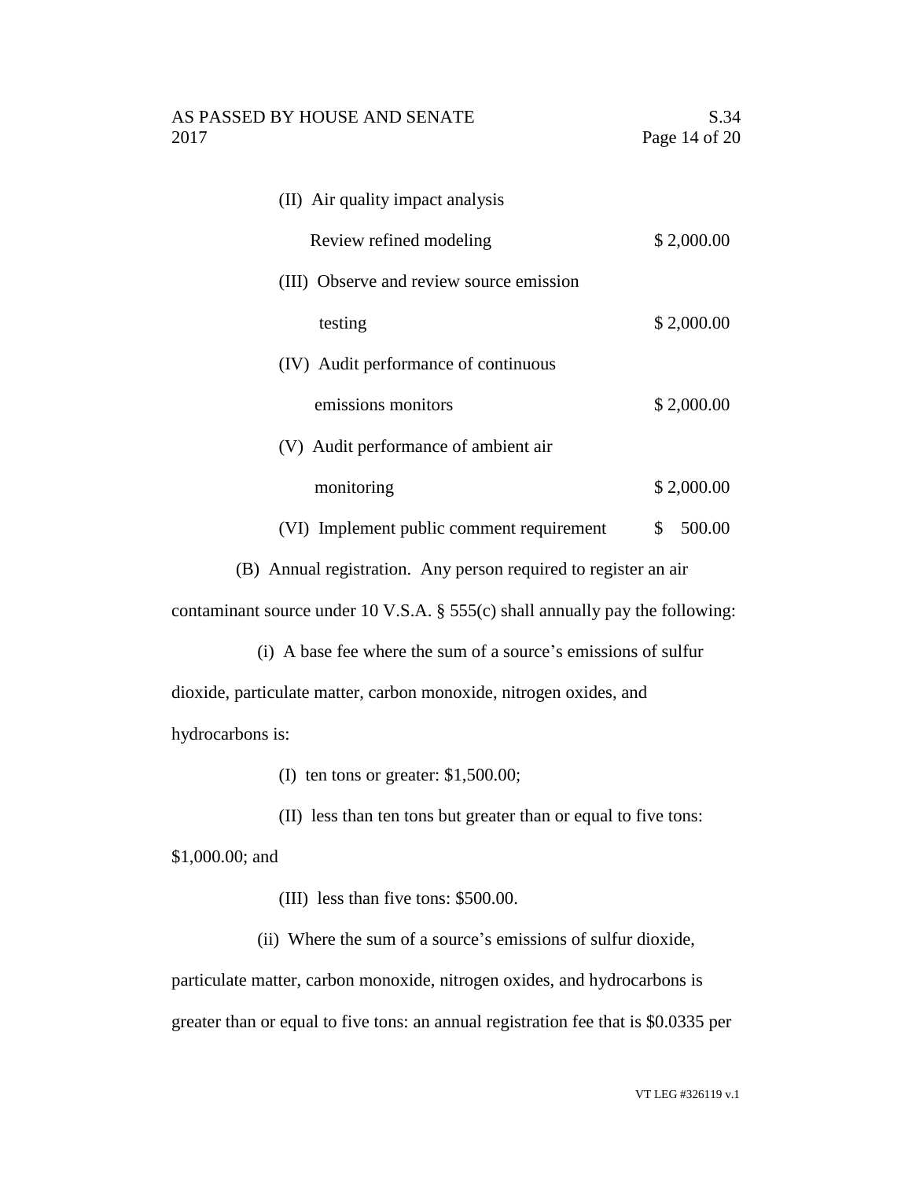(II) Air quality impact analysis

Review refined modeling $2,000.00

(III) Observe and review source emission testing $2,000.00

(IV) Audit performance of continuous emissions monitors $2,000.00

(V) Audit performance of ambient air monitoring $2,000.00

(VI) Implement public comment requirement $ 500.00

(B) Annual registration. Any person required to register an air contaminant source under 10 V.S.A. § 555(c) shall annually pay the following:

(i) A base fee where the sum of a source's emissions of sulfur dioxide, particulate matter, carbon monoxide, nitrogen oxides, and hydrocarbons is:

(I) ten tons or greater: $1,500.00;

(II) less than ten tons but greater than or equal to five tons: $1,000.00; and

(III) less than five tons: $500.00.

(ii) Where the sum of a source's emissions of sulfur dioxide, particulate matter, carbon monoxide, nitrogen oxides, and hydrocarbons is greater than or equal to five tons: an annual registration fee that is $0.0335 per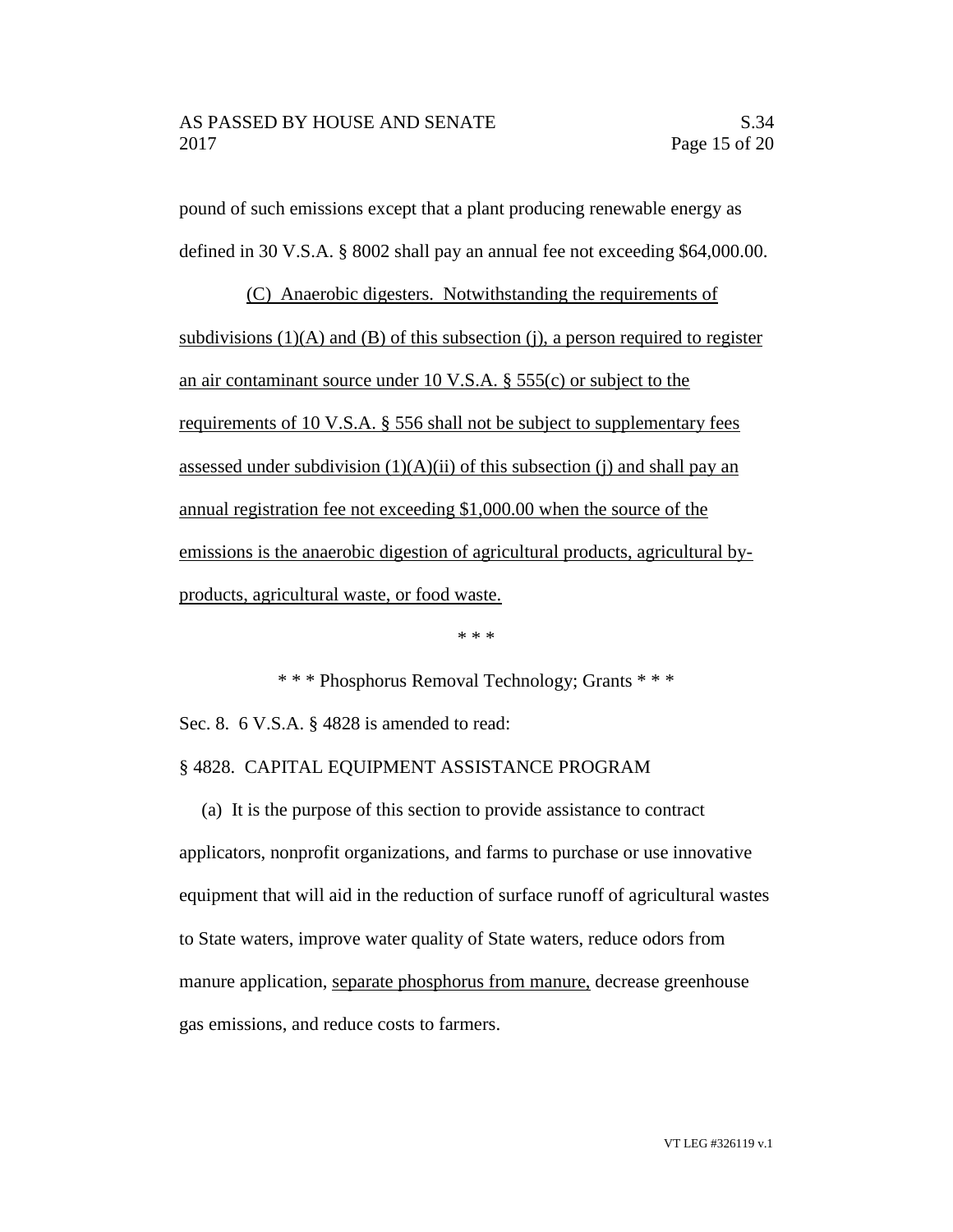pound of such emissions except that a plant producing renewable energy as defined in 30 V.S.A. § 8002 shall pay an annual fee not exceeding $64,000.00.

(C) Anaerobic digesters. Notwithstanding the requirements of subdivisions (1)(A) and (B) of this subsection (j), a person required to register an air contaminant source under 10 V.S.A. § 555(c) or subject to the requirements of 10 V.S.A. § 556 shall not be subject to supplementary fees assessed under subdivision (1)(A)(ii) of this subsection (j) and shall pay an annual registration fee not exceeding $1,000.00 when the source of the emissions is the anaerobic digestion of agricultural products, agricultural by-products, agricultural waste, or food waste.

\* \* \*

\* \* \* Phosphorus Removal Technology; Grants \* \* \*

Sec. 8. 6 V.S.A. § 4828 is amended to read:

§ 4828. CAPITAL EQUIPMENT ASSISTANCE PROGRAM

(a) It is the purpose of this section to provide assistance to contract applicators, nonprofit organizations, and farms to purchase or use innovative equipment that will aid in the reduction of surface runoff of agricultural wastes to State waters, improve water quality of State waters, reduce odors from manure application, separate phosphorus from manure, decrease greenhouse gas emissions, and reduce costs to farmers.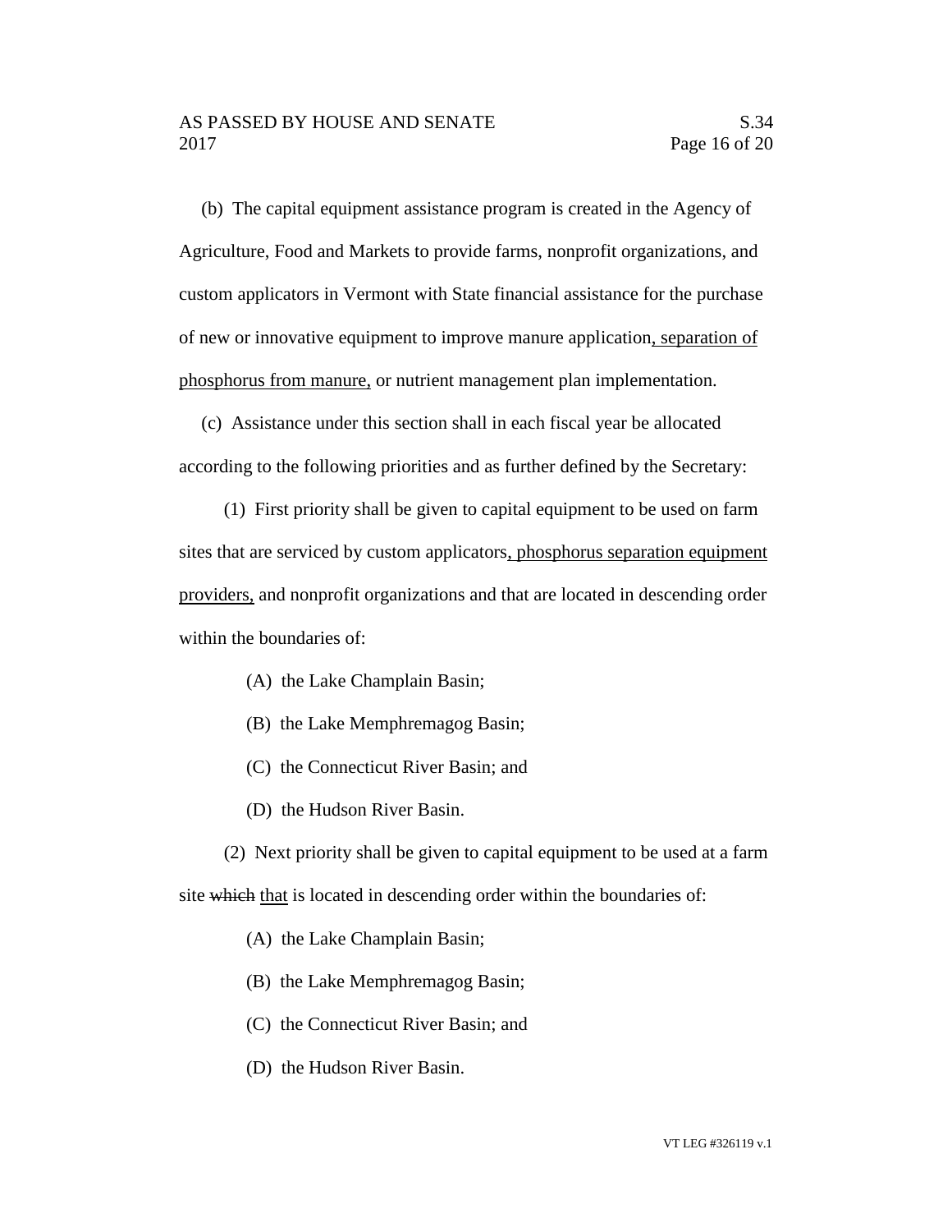(b) The capital equipment assistance program is created in the Agency of Agriculture, Food and Markets to provide farms, nonprofit organizations, and custom applicators in Vermont with State financial assistance for the purchase of new or innovative equipment to improve manure application, separation of phosphorus from manure, or nutrient management plan implementation.

(c) Assistance under this section shall in each fiscal year be allocated according to the following priorities and as further defined by the Secretary:

(1) First priority shall be given to capital equipment to be used on farm sites that are serviced by custom applicators, phosphorus separation equipment providers, and nonprofit organizations and that are located in descending order within the boundaries of:

(A) the Lake Champlain Basin;

(B) the Lake Memphremagog Basin;

(C) the Connecticut River Basin; and

(D) the Hudson River Basin.

(2) Next priority shall be given to capital equipment to be used at a farm site ~~which~~ that is located in descending order within the boundaries of:

(A) the Lake Champlain Basin;

(B) the Lake Memphremagog Basin;

(C) the Connecticut River Basin; and

(D) the Hudson River Basin.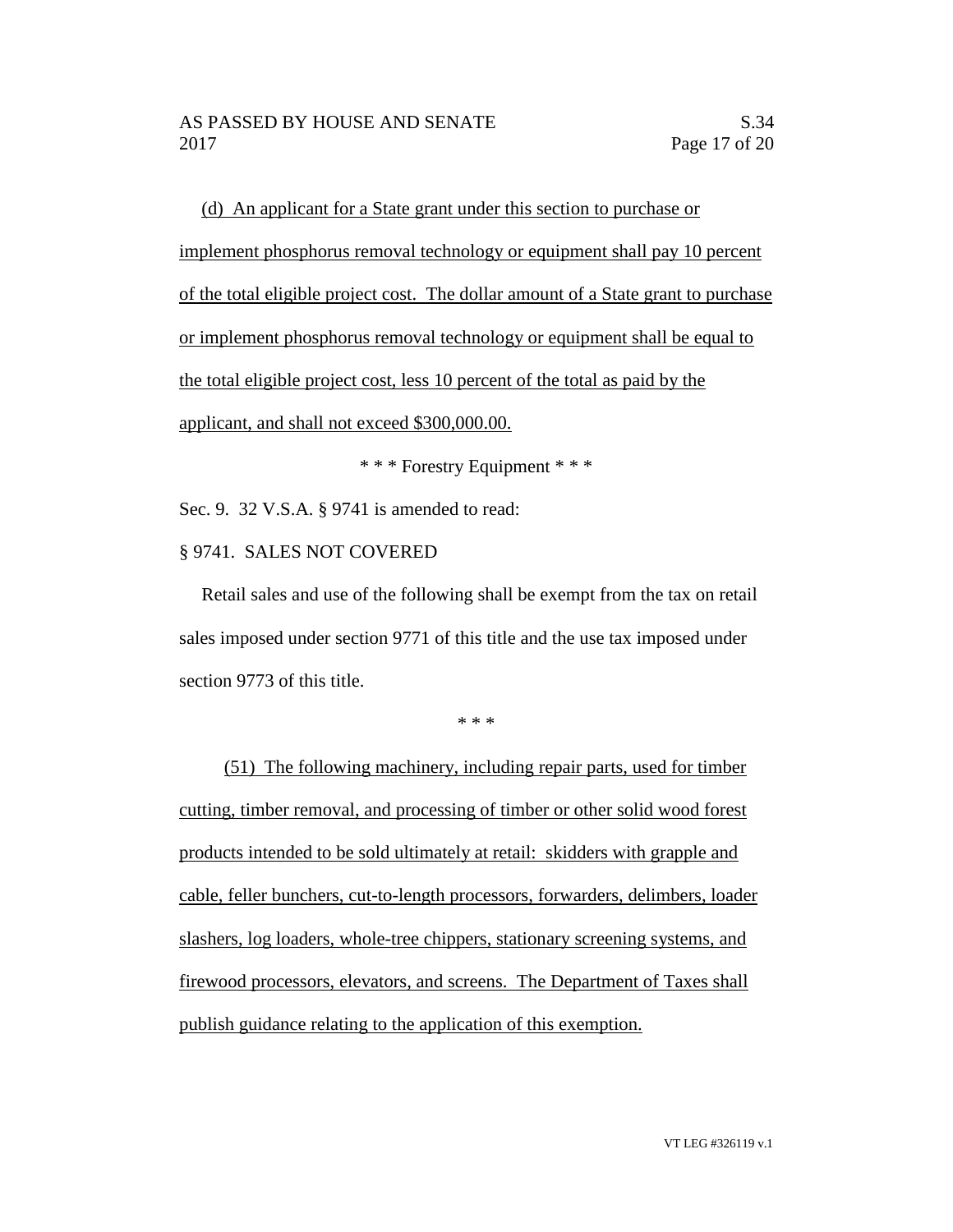(d) An applicant for a State grant under this section to purchase or implement phosphorus removal technology or equipment shall pay 10 percent of the total eligible project cost. The dollar amount of a State grant to purchase or implement phosphorus removal technology or equipment shall be equal to the total eligible project cost, less 10 percent of the total as paid by the applicant, and shall not exceed $300,000.00.

\* \* \* Forestry Equipment \* \* \*

Sec. 9. 32 V.S.A. § 9741 is amended to read:

§ 9741. SALES NOT COVERED

Retail sales and use of the following shall be exempt from the tax on retail sales imposed under section 9771 of this title and the use tax imposed under section 9773 of this title.

\* \* \*

(51) The following machinery, including repair parts, used for timber cutting, timber removal, and processing of timber or other solid wood forest products intended to be sold ultimately at retail: skidders with grapple and cable, feller bunchers, cut-to-length processors, forwarders, delimbers, loader slashers, log loaders, whole-tree chippers, stationary screening systems, and firewood processors, elevators, and screens. The Department of Taxes shall publish guidance relating to the application of this exemption.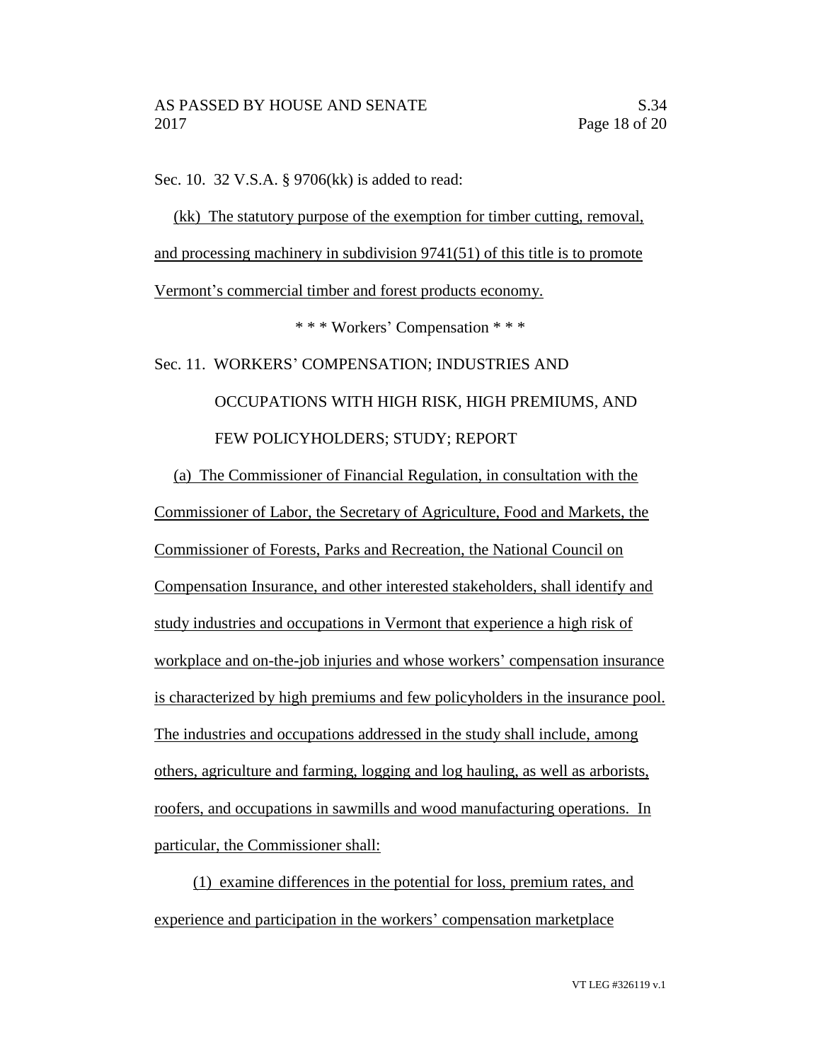Sec. 10. 32 V.S.A. § 9706(kk) is added to read:

(kk) The statutory purpose of the exemption for timber cutting, removal, and processing machinery in subdivision 9741(51) of this title is to promote Vermont's commercial timber and forest products economy.

\* \* \* Workers' Compensation \* \* \*

Sec. 11. WORKERS' COMPENSATION; INDUSTRIES AND OCCUPATIONS WITH HIGH RISK, HIGH PREMIUMS, AND FEW POLICYHOLDERS; STUDY; REPORT

(a) The Commissioner of Financial Regulation, in consultation with the Commissioner of Labor, the Secretary of Agriculture, Food and Markets, the Commissioner of Forests, Parks and Recreation, the National Council on Compensation Insurance, and other interested stakeholders, shall identify and study industries and occupations in Vermont that experience a high risk of workplace and on-the-job injuries and whose workers' compensation insurance is characterized by high premiums and few policyholders in the insurance pool. The industries and occupations addressed in the study shall include, among others, agriculture and farming, logging and log hauling, as well as arborists, roofers, and occupations in sawmills and wood manufacturing operations. In particular, the Commissioner shall:

(1) examine differences in the potential for loss, premium rates, and experience and participation in the workers' compensation marketplace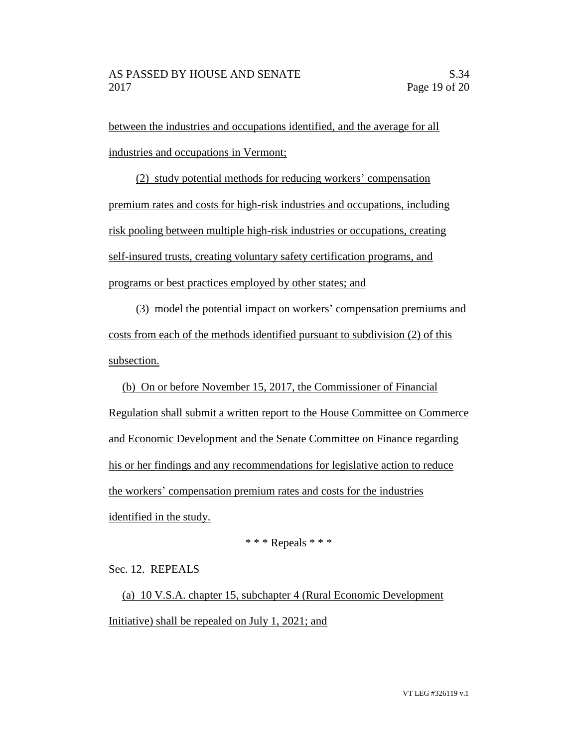between the industries and occupations identified, and the average for all industries and occupations in Vermont;

(2) study potential methods for reducing workers' compensation premium rates and costs for high-risk industries and occupations, including risk pooling between multiple high-risk industries or occupations, creating self-insured trusts, creating voluntary safety certification programs, and programs or best practices employed by other states; and

(3) model the potential impact on workers' compensation premiums and costs from each of the methods identified pursuant to subdivision (2) of this subsection.

(b) On or before November 15, 2017, the Commissioner of Financial Regulation shall submit a written report to the House Committee on Commerce and Economic Development and the Senate Committee on Finance regarding his or her findings and any recommendations for legislative action to reduce the workers' compensation premium rates and costs for the industries identified in the study.

\* \* \* Repeals \* \* \*

Sec. 12. REPEALS

(a) 10 V.S.A. chapter 15, subchapter 4 (Rural Economic Development Initiative) shall be repealed on July 1, 2021; and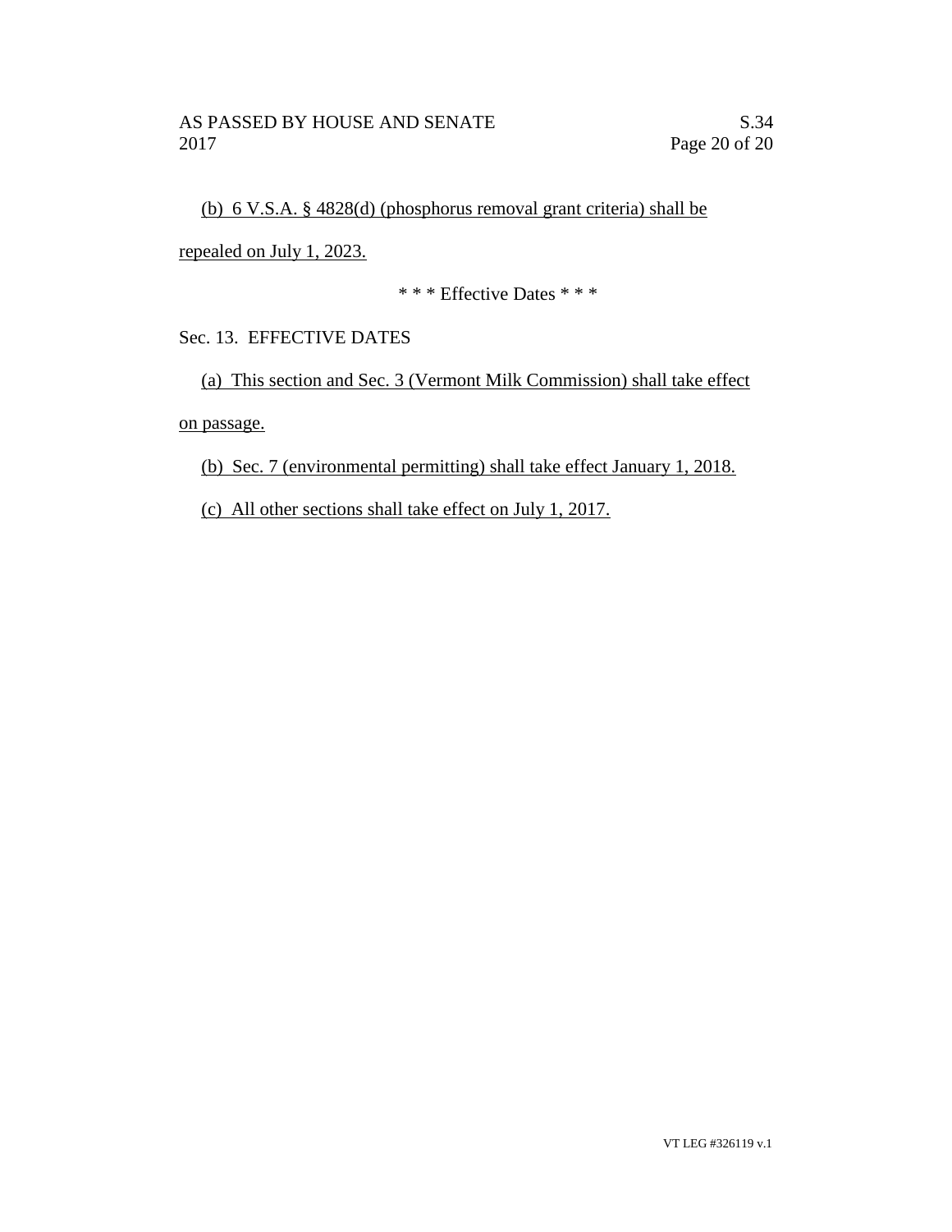(b) 6 V.S.A. § 4828(d) (phosphorus removal grant criteria) shall be repealed on July 1, 2023.

* * * Effective Dates * * *

Sec. 13. EFFECTIVE DATES

(a) This section and Sec. 3 (Vermont Milk Commission) shall take effect on passage.

(b) Sec. 7 (environmental permitting) shall take effect January 1, 2018.

(c) All other sections shall take effect on July 1, 2017.